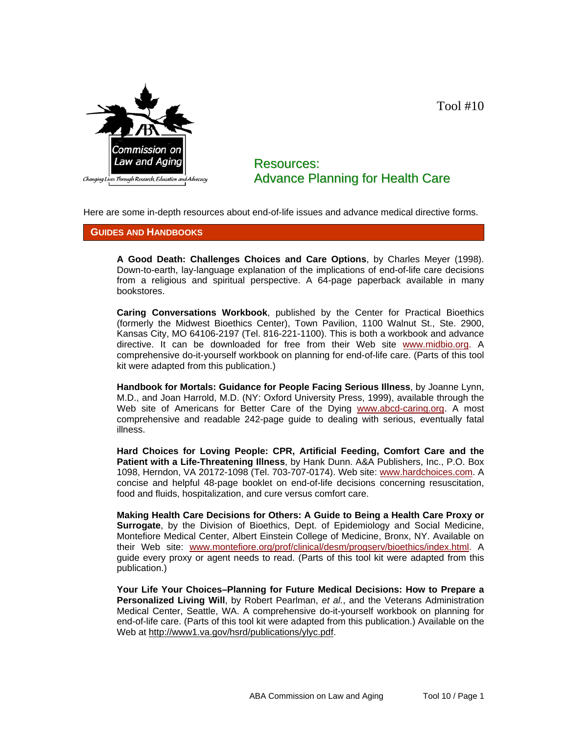Tool #10

# Resources: Advance Planning for Health Care

Here are some in-depth resources about end-of-life issues and advance medical directive forms.

## GUIDES AND HANDBOOKS

**A Good Death: Challenges Choices and Care Options**, by Charles Meyer (1998). Down-to-earth, lay-language explanation of the implications of end-of-life care decisions from a religious and spiritual perspective. A 64-page paperback available in many bookstores.

**Caring Conversations Workbook**, published by the Center for Practical Bioethics (formerly the Midwest Bioethics Center), Town Pavilion, 1100 Walnut St., Ste. 2900, Kansas City, MO 64106-2197 (Tel. 816-221-1100). This is both a workbook and advance directive. It can be downloaded for free from their Web site www.midbio.org. A comprehensive do-it-yourself workbook on planning for end-of-life care. (Parts of this tool kit were adapted from this publication.)

**Handbook for Mortals: Guidance for People Facing Serious Illness**, by Joanne Lynn, M.D., and Joan Harrold, M.D. (NY: Oxford University Press, 1999), available through the Web site of Americans for Better Care of the Dying www.abcd-caring.org. A most comprehensive and readable 242-page guide to dealing with serious, eventually fatal illness.

**Hard Choices for Loving People: CPR, Artificial Feeding, Comfort Care and the Patient with a Life-Threatening Illness**, by Hank Dunn. A&A Publishers, Inc., P.O. Box 1098, Herndon, VA 20172-1098 (Tel. 703-707-0174). Web site: www.hardchoices.com. A concise and helpful 48-page booklet on end-of-life decisions concerning resuscitation, food and fluids, hospitalization, and cure versus comfort care.

**Making Health Care Decisions for Others: A Guide to Being a Health Care Proxy or Surrogate**, by the Division of Bioethics, Dept. of Epidemiology and Social Medicine, Montefiore Medical Center, Albert Einstein College of Medicine, Bronx, NY. Available on their Web site: www.montefiore.org/prof/clinical/desm/progserv/bioethics/index.html. A guide every proxy or agent needs to read. (Parts of this tool kit were adapted from this publication.)

**Your Life Your Choices–Planning for Future Medical Decisions: How to Prepare a Personalized Living Will**, by Robert Pearlman, *et al.*, and the Veterans Administration Medical Center, Seattle, WA. A comprehensive do-it-yourself workbook on planning for end-of-life care. (Parts of this tool kit were adapted from this publication.) Available on the Web at http://www1.va.gov/hsrd/publications/ylyc.pdf.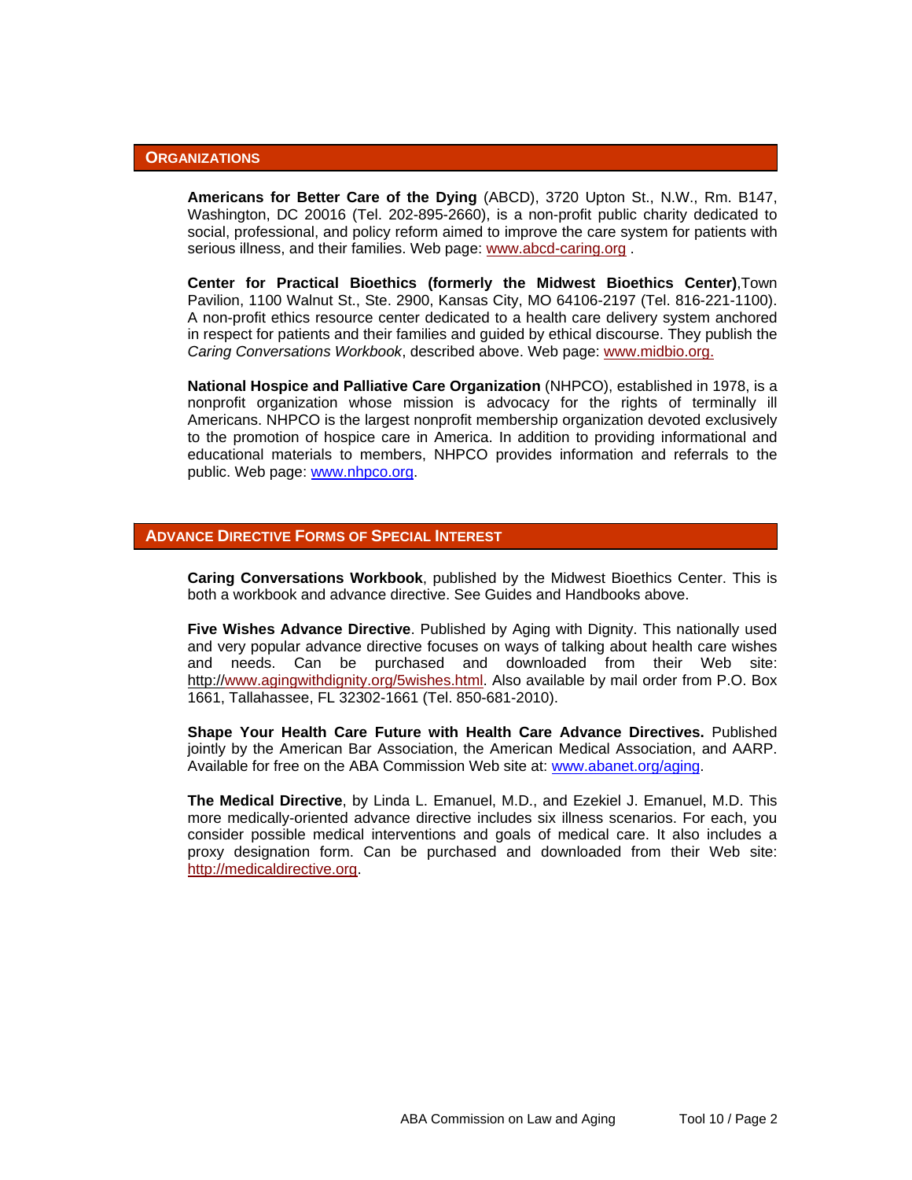## Organizations

**Americans for Better Care of the Dying** (ABCD), 3720 Upton St., N.W., Rm. B147, Washington, DC 20016 (Tel. 202-895-2660), is a non-profit public charity dedicated to social, professional, and policy reform aimed to improve the care system for patients with serious illness, and their families. Web page: www.abcd-caring.org .

**Center for Practical Bioethics (formerly the Midwest Bioethics Center)**,Town Pavilion, 1100 Walnut St., Ste. 2900, Kansas City, MO 64106-2197 (Tel. 816-221-1100). A non-profit ethics resource center dedicated to a health care delivery system anchored in respect for patients and their families and guided by ethical discourse. They publish the *Caring Conversations Workbook*, described above. Web page: www.midbio.org.

**National Hospice and Palliative Care Organization** (NHPCO), established in 1978, is a nonprofit organization whose mission is advocacy for the rights of terminally ill Americans. NHPCO is the largest nonprofit membership organization devoted exclusively to the promotion of hospice care in America. In addition to providing informational and educational materials to members, NHPCO provides information and referrals to the public. Web page: www.nhpco.org.

## Advance Directive Forms of Special Interest

**Caring Conversations Workbook**, published by the Midwest Bioethics Center. This is both a workbook and advance directive. See Guides and Handbooks above.

**Five Wishes Advance Directive**. Published by Aging with Dignity. This nationally used and very popular advance directive focuses on ways of talking about health care wishes and needs. Can be purchased and downloaded from their Web site: http://www.agingwithdignity.org/5wishes.html. Also available by mail order from P.O. Box 1661, Tallahassee, FL 32302-1661 (Tel. 850-681-2010).

**Shape Your Health Care Future with Health Care Advance Directives.** Published jointly by the American Bar Association, the American Medical Association, and AARP. Available for free on the ABA Commission Web site at: www.abanet.org/aging.

**The Medical Directive**, by Linda L. Emanuel, M.D., and Ezekiel J. Emanuel, M.D. This more medically-oriented advance directive includes six illness scenarios. For each, you consider possible medical interventions and goals of medical care. It also includes a proxy designation form. Can be purchased and downloaded from their Web site: http://medicaldirective.org.